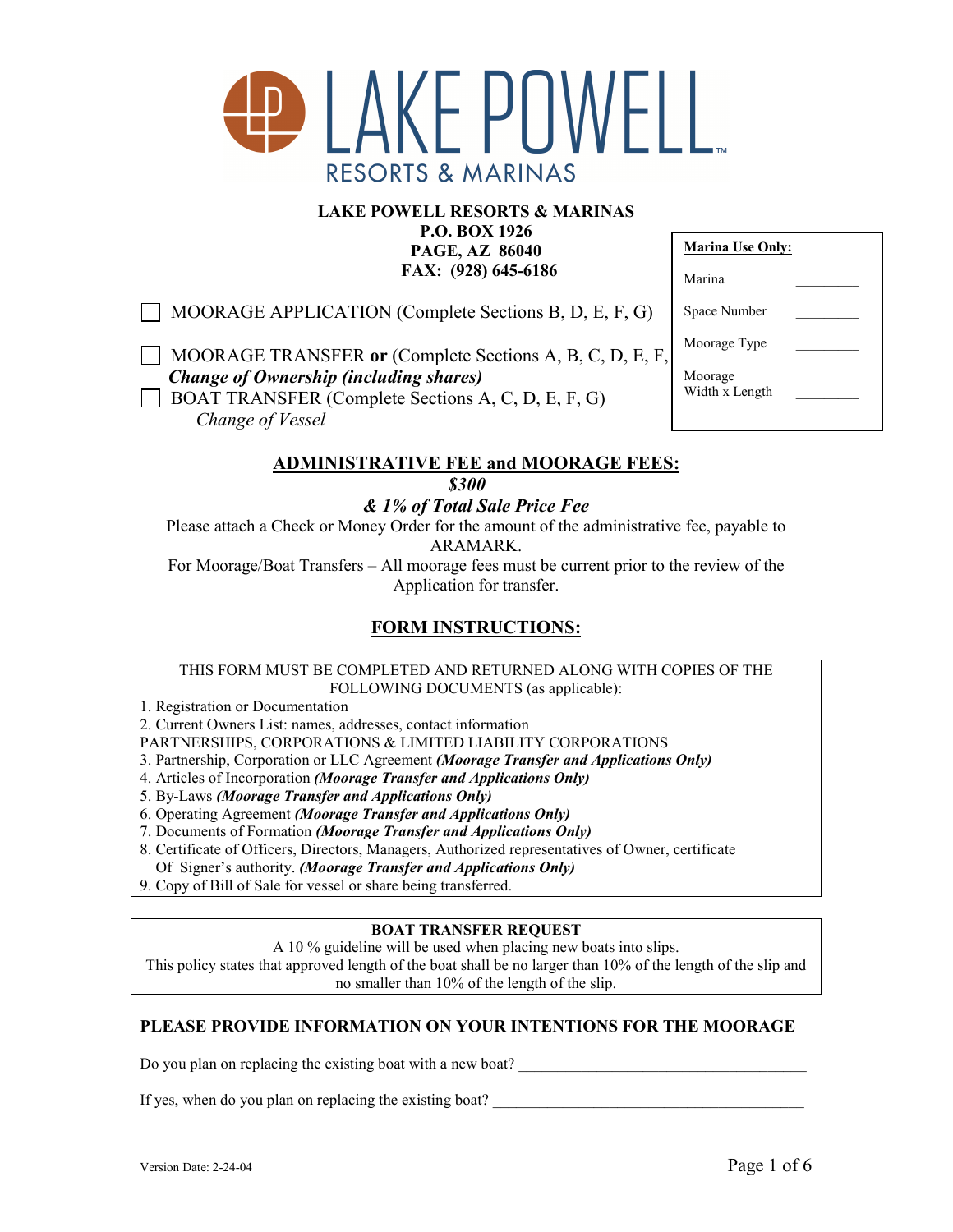# LAKE POWELL

RESORTS & MARINAS

**LAKE POWELL RESORTS & MARINAS**
**P.O. BOX 1926**
**PAGE, AZ 86040**
**FAX: (928) 645-6186**

| **Marina Use Only:** | |
|---|---|
| Marina | ________ |
| Space Number | ________ |
| Moorage Type | ________ |
| Moorage Width x Length | ________ |

☐ MOORAGE APPLICATION (Complete Sections B, D, E, F, G)

☐ MOORAGE TRANSFER **or** (Complete Sections A, B, C, D, E, F,
***Change of Ownership (including shares)***

☐ BOAT TRANSFER (Complete Sections A, C, D, E, F, G)
*Change of Vessel*

## ADMINISTRATIVE FEE and MOORAGE FEES:

***$300***

***& 1% of Total Sale Price Fee***

Please attach a Check or Money Order for the amount of the administrative fee, payable to ARAMARK.

For Moorage/Boat Transfers – All moorage fees must be current prior to the review of the Application for transfer.

## FORM INSTRUCTIONS:

THIS FORM MUST BE COMPLETED AND RETURNED ALONG WITH COPIES OF THE FOLLOWING DOCUMENTS (as applicable):

1. Registration or Documentation
2. Current Owners List: names, addresses, contact information

PARTNERSHIPS, CORPORATIONS & LIMITED LIABILITY CORPORATIONS

3. Partnership, Corporation or LLC Agreement ***(Moorage Transfer and Applications Only)***
4. Articles of Incorporation ***(Moorage Transfer and Applications Only)***
5. By-Laws ***(Moorage Transfer and Applications Only)***
6. Operating Agreement ***(Moorage Transfer and Applications Only)***
7. Documents of Formation ***(Moorage Transfer and Applications Only)***
8. Certificate of Officers, Directors, Managers, Authorized representatives of Owner, certificate Of Signer's authority. ***(Moorage Transfer and Applications Only)***
9. Copy of Bill of Sale for vessel or share being transferred.

**BOAT TRANSFER REQUEST**

A 10 % guideline will be used when placing new boats into slips.
This policy states that approved length of the boat shall be no larger than 10% of the length of the slip and no smaller than 10% of the length of the slip.

### PLEASE PROVIDE INFORMATION ON YOUR INTENTIONS FOR THE MOORAGE

Do you plan on replacing the existing boat with a new boat? ____________________________________

If yes, when do you plan on replacing the existing boat? ____________________________________

Version Date: 2-24-04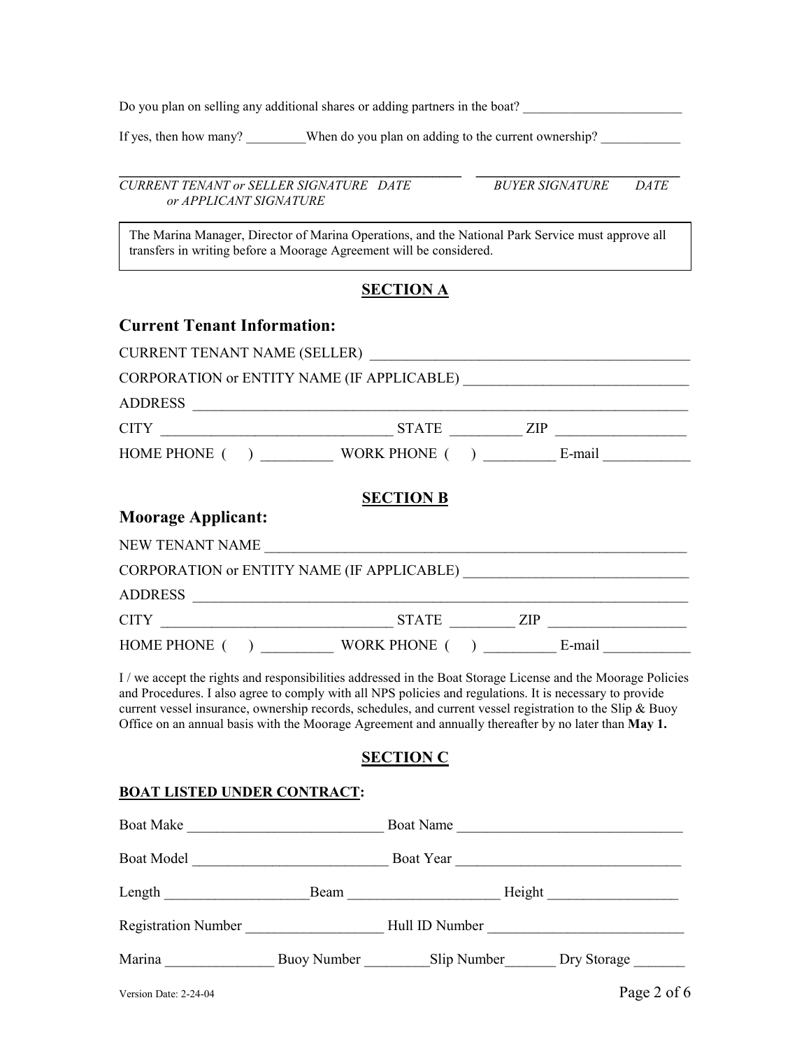Do you plan on selling any additional shares or adding partners in the boat? ________________________

If yes, then how many? _________When do you plan on adding to the current ownership? ____________

_______________________________________________ ____________________________

*CURRENT TENANT or SELLER SIGNATURE DATE* *BUYER SIGNATURE DATE*
*or APPLICANT SIGNATURE*

> The Marina Manager, Director of Marina Operations, and the National Park Service must approve all transfers in writing before a Moorage Agreement will be considered.

## SECTION A

### Current Tenant Information:

CURRENT TENANT NAME (SELLER) ____________________________________________

CORPORATION or ENTITY NAME (IF APPLICABLE) ______________________________

ADDRESS ______________________________________________________________________

CITY _______________________________ STATE _________ ZIP _________________

HOME PHONE ( ) __________ WORK PHONE ( ) __________ E-mail ___________

## SECTION B

### Moorage Applicant:

NEW TENANT NAME ___________________________________________________________

CORPORATION or ENTITY NAME (IF APPLICABLE) ______________________________

ADDRESS ______________________________________________________________________

CITY _______________________________ STATE _________ ZIP __________________

HOME PHONE ( ) __________ WORK PHONE ( ) __________ E-mail ___________

I / we accept the rights and responsibilities addressed in the Boat Storage License and the Moorage Policies and Procedures. I also agree to comply with all NPS policies and regulations. It is necessary to provide current vessel insurance, ownership records, schedules, and current vessel registration to the Slip & Buoy Office on an annual basis with the Moorage Agreement and annually thereafter by no later than **May 1.**

## SECTION C

**BOAT LISTED UNDER CONTRACT:**

Boat Make ___________________________ Boat Name ______________________________

Boat Model ___________________________ Boat Year ______________________________

Length ___________________Beam ____________________ Height _________________

Registration Number ___________________ Hull ID Number __________________________

Marina _______________ Buoy Number _________Slip Number_______ Dry Storage _______

Version Date: 2-24-04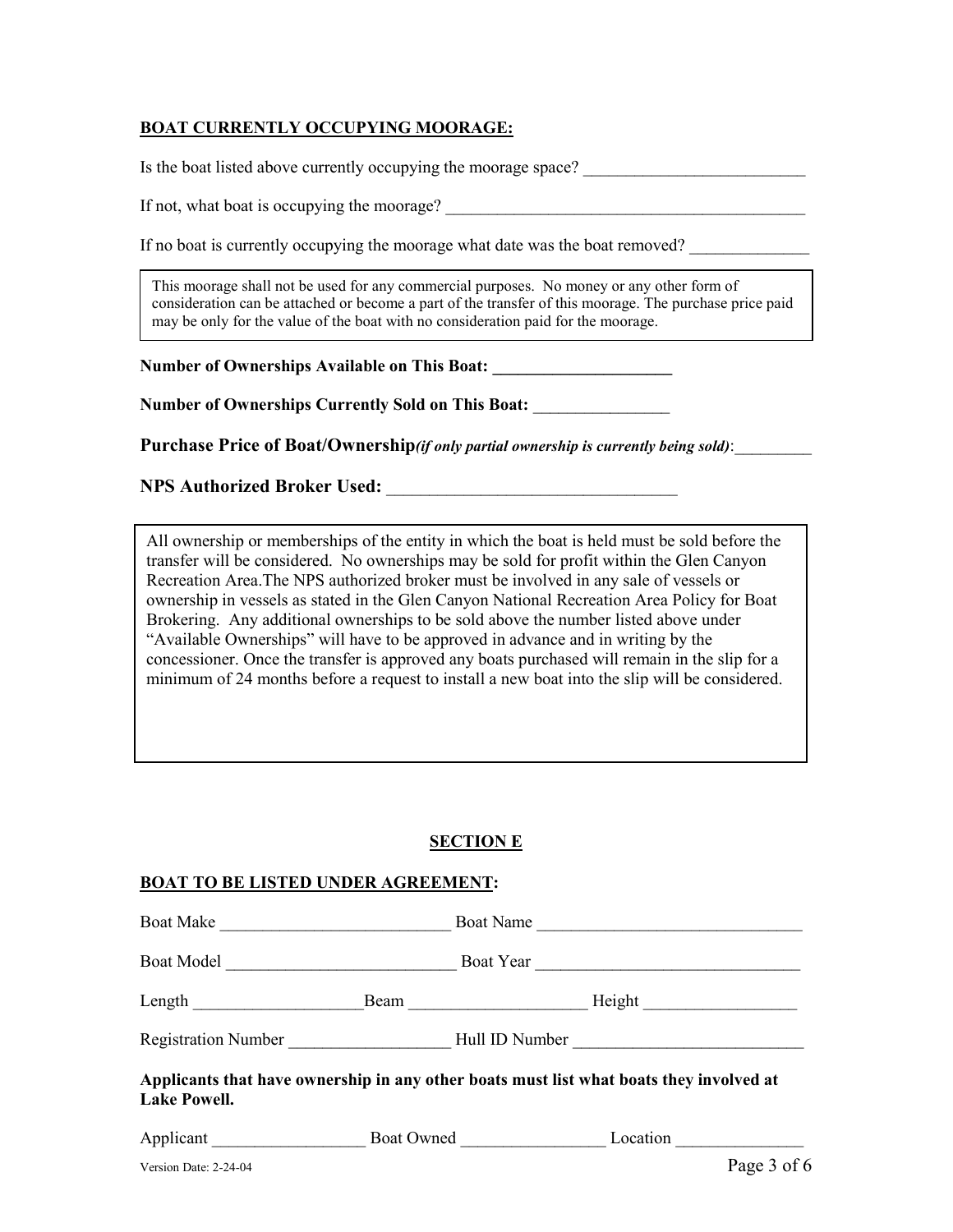**BOAT CURRENTLY OCCUPYING MOORAGE:**

Is the boat listed above currently occupying the moorage space? __________________________

If not, what boat is occupying the moorage? ___________________________________________

If no boat is currently occupying the moorage what date was the boat removed? ______________

> This moorage shall not be used for any commercial purposes. No money or any other form of consideration can be attached or become a part of the transfer of this moorage. The purchase price paid may be only for the value of the boat with no consideration paid for the moorage.

**Number of Ownerships Available on This Boat: _____________________**

**Number of Ownerships Currently Sold on This Boat:** ________________

**Purchase Price of Boat/Ownership*(if only partial ownership is currently being sold)*:**_________

**NPS Authorized Broker Used:** _________________________________

> All ownership or memberships of the entity in which the boat is held must be sold before the transfer will be considered. No ownerships may be sold for profit within the Glen Canyon Recreation Area.The NPS authorized broker must be involved in any sale of vessels or ownership in vessels as stated in the Glen Canyon National Recreation Area Policy for Boat Brokering. Any additional ownerships to be sold above the number listed above under "Available Ownerships" will have to be approved in advance and in writing by the concessioner. Once the transfer is approved any boats purchased will remain in the slip for a minimum of 24 months before a request to install a new boat into the slip will be considered.

## SECTION E

**BOAT TO BE LISTED UNDER AGREEMENT:**

Boat Make ___________________________ Boat Name _______________________________

Boat Model ___________________________ Boat Year _______________________________

Length ____________________Beam _____________________ Height __________________

Registration Number ___________________ Hull ID Number ___________________________

**Applicants that have ownership in any other boats must list what boats they involved at Lake Powell.**

Applicant __________________ Boat Owned _________________ Location _______________

Version Date: 2-24-04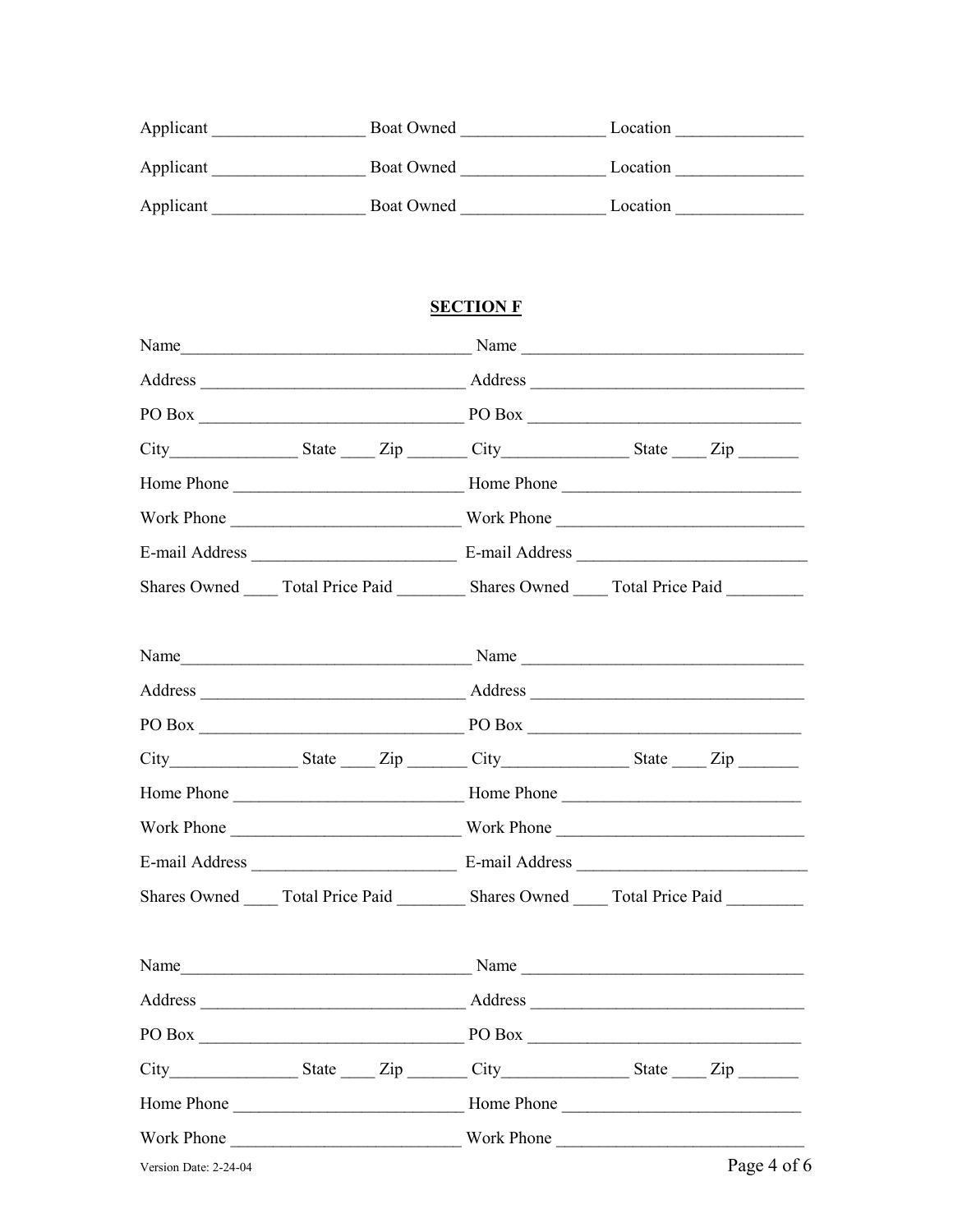Applicant _________________ Boat Owned ________________ Location ______________

Applicant _________________ Boat Owned ________________ Location ______________

Applicant _________________ Boat Owned ________________ Location ______________

## SECTION F

Name_________________________________ Name ________________________________

Address ______________________________ Address _______________________________

PO Box ______________________________ PO Box _______________________________

City______________ State ____ Zip _______ City______________ State ____ Zip _______

Home Phone __________________________ Home Phone ___________________________

Work Phone __________________________ Work Phone ____________________________

E-mail Address _______________________ E-mail Address __________________________

Shares Owned ____ Total Price Paid ________ Shares Owned ____ Total Price Paid ________

Name_________________________________ Name ________________________________

Address ______________________________ Address _______________________________

PO Box ______________________________ PO Box _______________________________

City______________ State ____ Zip _______ City______________ State ____ Zip _______

Home Phone __________________________ Home Phone ___________________________

Work Phone __________________________ Work Phone ____________________________

E-mail Address _______________________ E-mail Address __________________________

Shares Owned ____ Total Price Paid ________ Shares Owned ____ Total Price Paid ________

Name_________________________________ Name ________________________________

Address ______________________________ Address _______________________________

PO Box ______________________________ PO Box _______________________________

City______________ State ____ Zip _______ City______________ State ____ Zip _______

Home Phone __________________________ Home Phone ___________________________

Work Phone __________________________ Work Phone ____________________________

Version Date: 2-24-04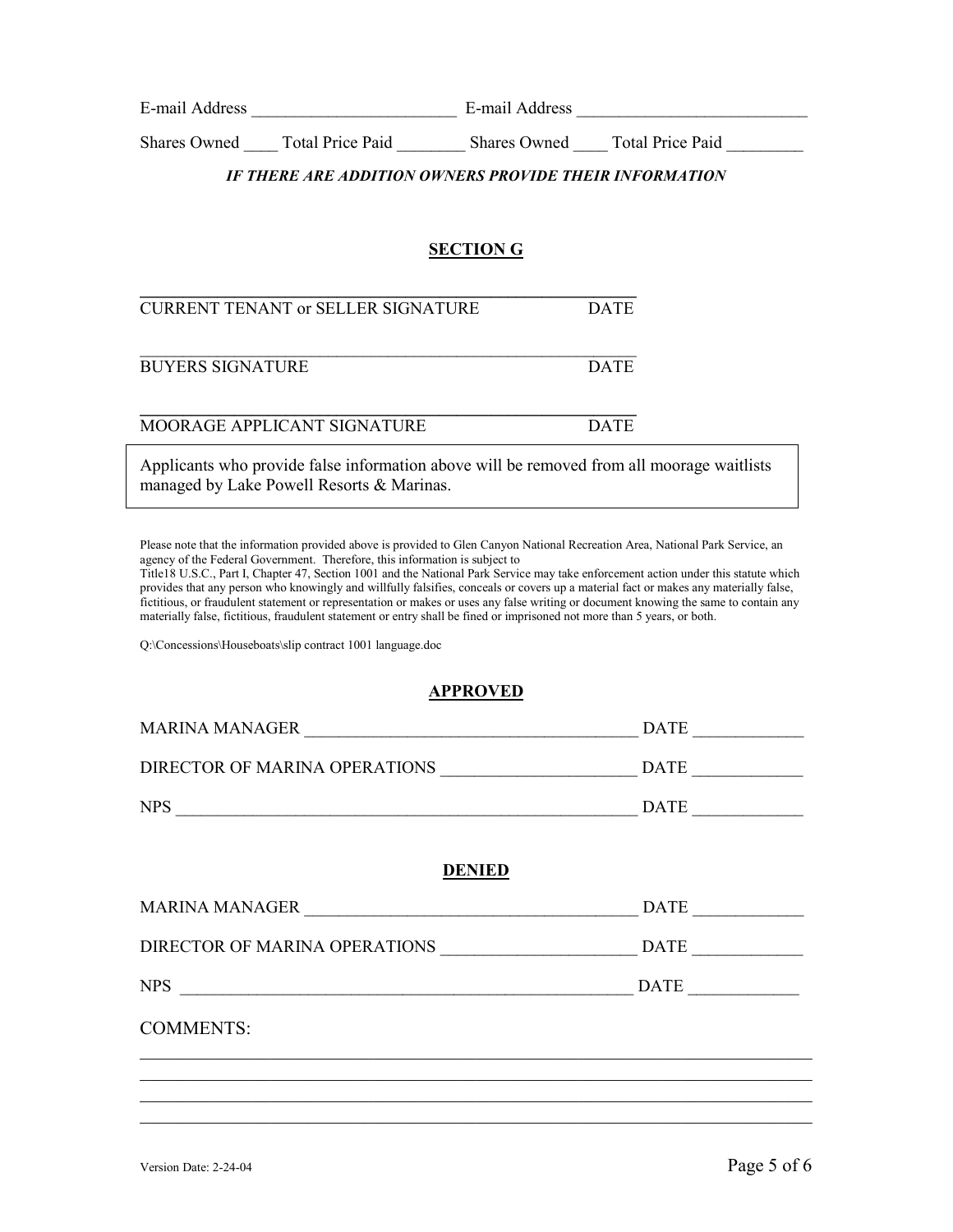E-mail Address ________________________ E-mail Address __________________________

Shares Owned ____ Total Price Paid ________ Shares Owned ____ Total Price Paid _________

***IF THERE ARE ADDITION OWNERS PROVIDE THEIR INFORMATION***

## SECTION G

_______________________________________________________________

CURRENT TENANT or SELLER SIGNATURE DATE

_______________________________________________________________

BUYERS SIGNATURE DATE

_______________________________________________________________

MOORAGE APPLICANT SIGNATURE DATE

Applicants who provide false information above will be removed from all moorage waitlists managed by Lake Powell Resorts & Marinas.

Please note that the information provided above is provided to Glen Canyon National Recreation Area, National Park Service, an agency of the Federal Government. Therefore, this information is subject to
Title18 U.S.C., Part I, Chapter 47, Section 1001 and the National Park Service may take enforcement action under this statute which provides that any person who knowingly and willfully falsifies, conceals or covers up a material fact or makes any materially false, fictitious, or fraudulent statement or representation or makes or uses any false writing or document knowing the same to contain any materially false, fictitious, fraudulent statement or entry shall be fined or imprisoned not more than 5 years, or both.

Q:\Concessions\Houseboats\slip contract 1001 language.doc

## APPROVED

MARINA MANAGER _______________________________________ DATE ____________

DIRECTOR OF MARINA OPERATIONS ______________________ DATE ____________

NPS ______________________________________________________ DATE ____________

## DENIED

MARINA MANAGER _______________________________________ DATE ____________

DIRECTOR OF MARINA OPERATIONS ______________________ DATE ____________

NPS ______________________________________________________ DATE ____________

COMMENTS:

_____________________________________________________________________________

_____________________________________________________________________________

_____________________________________________________________________________

_____________________________________________________________________________

Version Date: 2-24-04